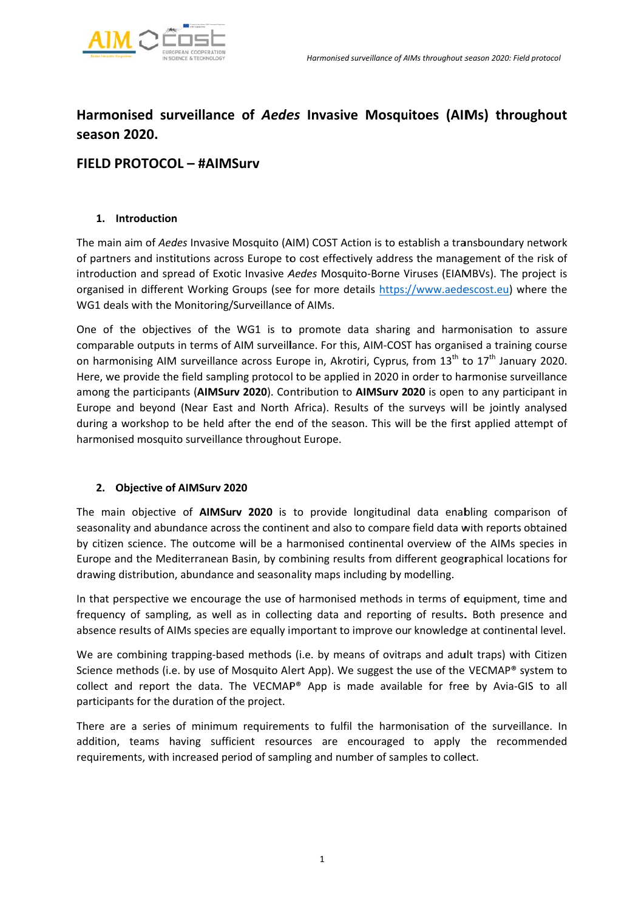# Harmonised surveillance of *Aedes* Invasive Mosquitoes (AIMs) throughout season 2020.

## FIELD PROTOCOL – #AIMSurv

### 1. Introduction

The main aim of *Aedes* Invasive Mosquito (AIM) COST Action is to establish a transboundary network of partners and institutions across Europe to cost effectively address the management of the risk of introduction and spread of Exotic Invasive *Aedes* Mosquito-Borne Viruses (EIAMBVs). The project is organised in different Working Groups (see for more details https://www.aedescost.eu) where the WG1 deals with the Monitoring/Surveillance of AIMs.

One of the objectives of the WG1 is to promote data sharing and harmonisation to assure comparable outputs in terms of AIM surveillance. For this, AIM-COST has organised a training course on harmonising AIM surveillance across Europe in, Akrotiri, Cyprus, from 13th to 17th January 2020. Here, we provide the field sampling protocol to be applied in 2020 in order to harmonise surveillance among the participants (**AIMSurv 2020**). Contribution to **AIMSurv 2020** is open to any participant in Europe and beyond (Near East and North Africa). Results of the surveys will be jointly analysed during a workshop to be held after the end of the season. This will be the first applied attempt of harmonised mosquito surveillance throughout Europe.

### 2. Objective of AIMSurv 2020

The main objective of **AIMSurv 2020** is to provide longitudinal data enabling comparison of seasonality and abundance across the continent and also to compare field data with reports obtained by citizen science. The outcome will be a harmonised continental overview of the AIMs species in Europe and the Mediterranean Basin, by combining results from different geographical locations for drawing distribution, abundance and seasonality maps including by modelling.

In that perspective we encourage the use of harmonised methods in terms of equipment, time and frequency of sampling, as well as in collecting data and reporting of results**.** Both presence and absence results of AIMs species are equally important to improve our knowledge at continental level.

We are combining trapping-based methods (i.e. by means of ovitraps and adult traps) with Citizen Science methods (i.e. by use of Mosquito Alert App). We suggest the use of the VECMAP® system to collect and report the data. The VECMAP® App is made available for free by Avia-GIS to all participants for the duration of the project.

There are a series of minimum requirements to fulfil the harmonisation of the surveillance. In addition, teams having sufficient resources are encouraged to apply the recommended requirements, with increased period of sampling and number of samples to collect.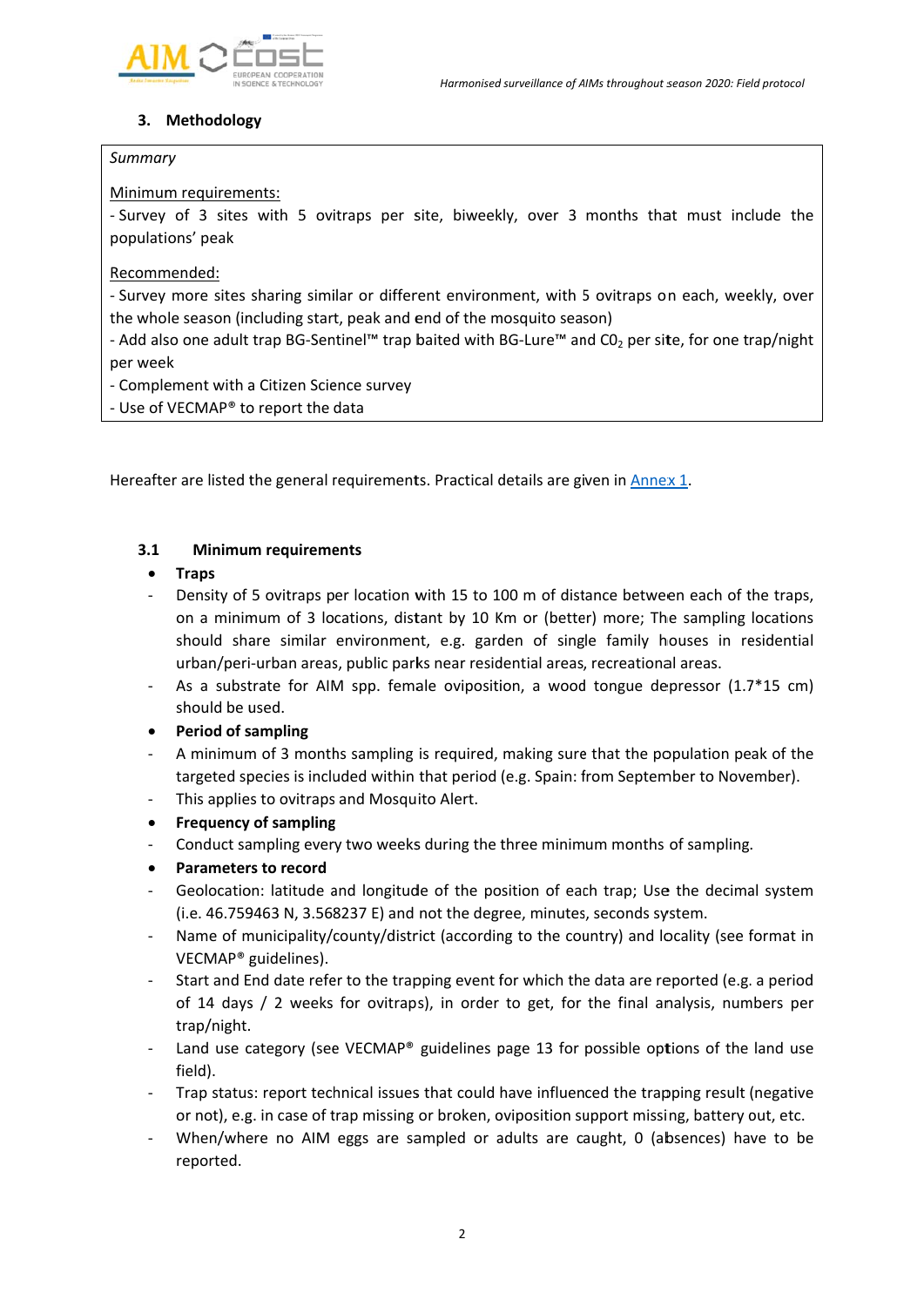## 3. Methodology

*Summary*

Minimum requirements:
- Survey of 3 sites with 5 ovitraps per site, biweekly, over 3 months that must include the populations' peak

Recommended:
- Survey more sites sharing similar or different environment, with 5 ovitraps on each, weekly, over the whole season (including start, peak and end of the mosquito season)
- Add also one adult trap BG-Sentinel™ trap baited with BG-Lure™ and $CO_2$ per site, for one trap/night per week
- Complement with a Citizen Science survey
- Use of VECMAP® to report the data

Hereafter are listed the general requirements. Practical details are given in Annex 1.

### 3.1 Minimum requirements

- **Traps**
  - Density of 5 ovitraps per location with 15 to 100 m of distance between each of the traps, on a minimum of 3 locations, distant by 10 Km or (better) more; The sampling locations should share similar environment, e.g. garden of single family houses in residential urban/peri-urban areas, public parks near residential areas, recreational areas.
  - As a substrate for AIM spp. female oviposition, a wood tongue depressor (1.7*15 cm) should be used.
- **Period of sampling**
  - A minimum of 3 months sampling is required, making sure that the population peak of the targeted species is included within that period (e.g. Spain: from September to November).
  - This applies to ovitraps and Mosquito Alert.
- **Frequency of sampling**
  - Conduct sampling every two weeks during the three minimum months of sampling.
- **Parameters to record**
  - Geolocation: latitude and longitude of the position of each trap; Use the decimal system (i.e. 46.759463 N, 3.568237 E) and not the degree, minutes, seconds system.
  - Name of municipality/county/district (according to the country) and locality (see format in VECMAP® guidelines).
  - Start and End date refer to the trapping event for which the data are reported (e.g. a period of 14 days / 2 weeks for ovitraps), in order to get, for the final analysis, numbers per trap/night.
  - Land use category (see VECMAP® guidelines page 13 for possible options of the land use field).
  - Trap status: report technical issues that could have influenced the trapping result (negative or not), e.g. in case of trap missing or broken, oviposition support missing, battery out, etc.
  - When/where no AIM eggs are sampled or adults are caught, 0 (absences) have to be reported.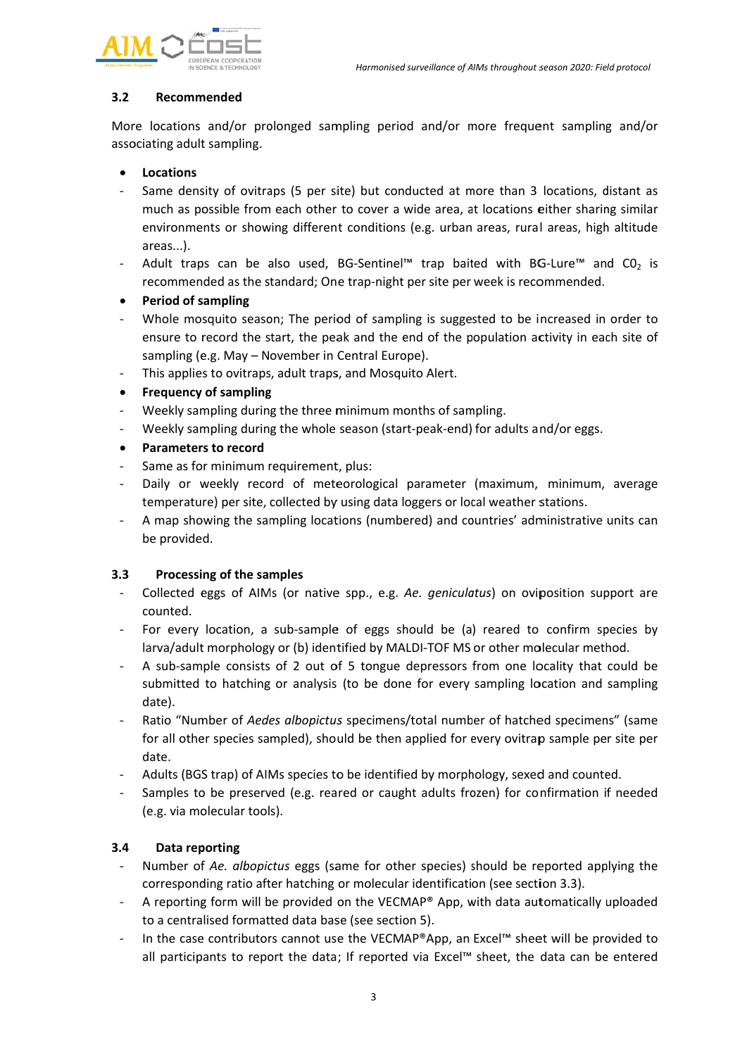### 3.2 Recommended

More locations and/or prolonged sampling period and/or more frequent sampling and/or associating adult sampling.

- **Locations**
- Same density of ovitraps (5 per site) but conducted at more than 3 locations, distant as much as possible from each other to cover a wide area, at locations either sharing similar environments or showing different conditions (e.g. urban areas, rural areas, high altitude areas...).
- Adult traps can be also used, BG-Sentinel™ trap baited with BG-Lure™ and $CO_2$ is recommended as the standard; One trap-night per site per week is recommended.
- **Period of sampling**
- Whole mosquito season; The period of sampling is suggested to be increased in order to ensure to record the start, the peak and the end of the population activity in each site of sampling (e.g. May – November in Central Europe).
- This applies to ovitraps, adult traps, and Mosquito Alert.
- **Frequency of sampling**
- Weekly sampling during the three minimum months of sampling.
- Weekly sampling during the whole season (start-peak-end) for adults and/or eggs.
- **Parameters to record**
- Same as for minimum requirement, plus:
- Daily or weekly record of meteorological parameter (maximum, minimum, average temperature) per site, collected by using data loggers or local weather stations.
- A map showing the sampling locations (numbered) and countries' administrative units can be provided.

### 3.3 Processing of the samples

- Collected eggs of AIMs (or native spp., e.g. *Ae. geniculatus*) on oviposition support are counted.
- For every location, a sub-sample of eggs should be (a) reared to confirm species by larva/adult morphology or (b) identified by MALDI-TOF MS or other molecular method.
- A sub-sample consists of 2 out of 5 tongue depressors from one locality that could be submitted to hatching or analysis (to be done for every sampling location and sampling date).
- Ratio "Number of *Aedes albopictus* specimens/total number of hatched specimens" (same for all other species sampled), should be then applied for every ovitrap sample per site per date.
- Adults (BGS trap) of AIMs species to be identified by morphology, sexed and counted.
- Samples to be preserved (e.g. reared or caught adults frozen) for confirmation if needed (e.g. via molecular tools).

### 3.4 Data reporting

- Number of *Ae. albopictus* eggs (same for other species) should be reported applying the corresponding ratio after hatching or molecular identification (see section 3.3).
- A reporting form will be provided on the VECMAP® App, with data automatically uploaded to a centralised formatted data base (see section 5).
- In the case contributors cannot use the VECMAP®App, an Excel™ sheet will be provided to all participants to report the data; If reported via Excel™ sheet, the data can be entered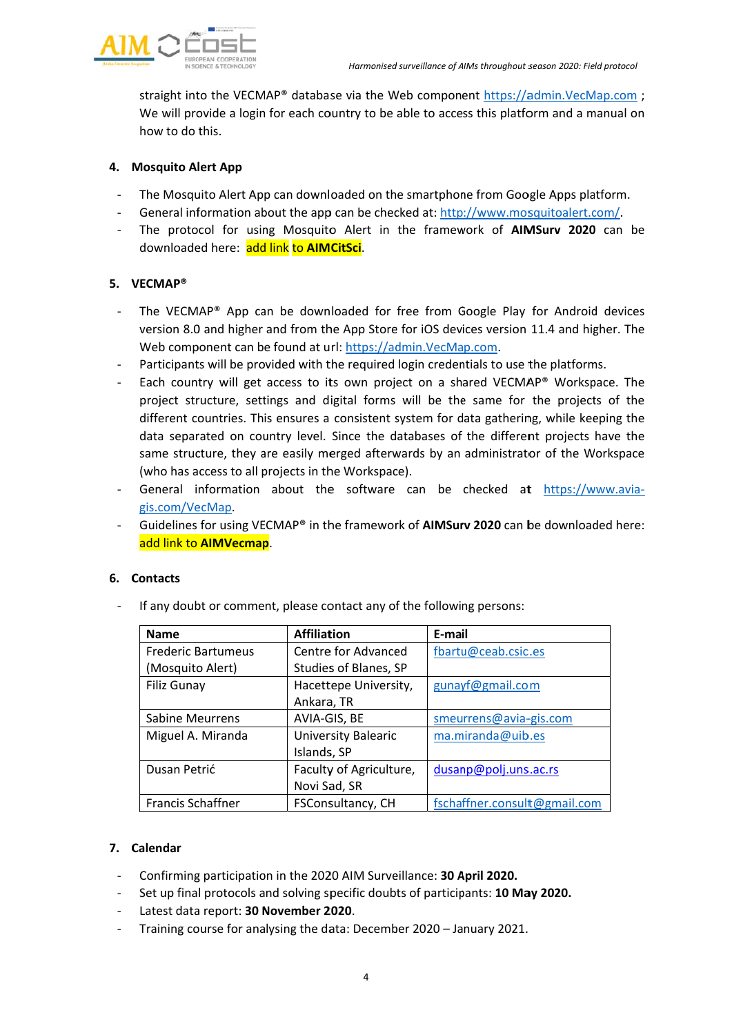straight into the VECMAP® database via the Web component https://admin.VecMap.com ; We will provide a login for each country to be able to access this platform and a manual on how to do this.

## 4. Mosquito Alert App

- The Mosquito Alert App can downloaded on the smartphone from Google Apps platform.
- General information about the app can be checked at: http://www.mosquitoalert.com/.
- The protocol for using Mosquito Alert in the framework of **AIMSurv 2020** can be downloaded here: add link to **AIMCitSci**.

## 5. VECMAP®

- The VECMAP® App can be downloaded for free from Google Play for Android devices version 8.0 and higher and from the App Store for iOS devices version 11.4 and higher. The Web component can be found at url: https://admin.VecMap.com.
- Participants will be provided with the required login credentials to use the platforms.
- Each country will get access to its own project on a shared VECMAP® Workspace. The project structure, settings and digital forms will be the same for the projects of the different countries. This ensures a consistent system for data gathering, while keeping the data separated on country level. Since the databases of the different projects have the same structure, they are easily merged afterwards by an administrator of the Workspace (who has access to all projects in the Workspace).
- General information about the software can be checked at https://www.avia-gis.com/VecMap.
- Guidelines for using VECMAP® in the framework of **AIMSurv 2020** can be downloaded here: add link to **AIMVecmap**.

## 6. Contacts

- If any doubt or comment, please contact any of the following persons:

| Name | Affiliation | E-mail |
|---|---|---|
| Frederic Bartumeus (Mosquito Alert) | Centre for Advanced Studies of Blanes, SP | fbartu@ceab.csic.es |
| Filiz Gunay | Hacettepe University, Ankara, TR | gunayf@gmail.com |
| Sabine Meurrens | AVIA-GIS, BE | smeurrens@avia-gis.com |
| Miguel A. Miranda | University Balearic Islands, SP | ma.miranda@uib.es |
| Dusan Petrić | Faculty of Agriculture, Novi Sad, SR | dusanp@polj.uns.ac.rs |
| Francis Schaffner | FSConsultancy, CH | fschaffner.consult@gmail.com |

## 7. Calendar

- Confirming participation in the 2020 AIM Surveillance: **30 April 2020.**
- Set up final protocols and solving specific doubts of participants: **10 May 2020.**
- Latest data report: **30 November 2020**.
- Training course for analysing the data: December 2020 – January 2021.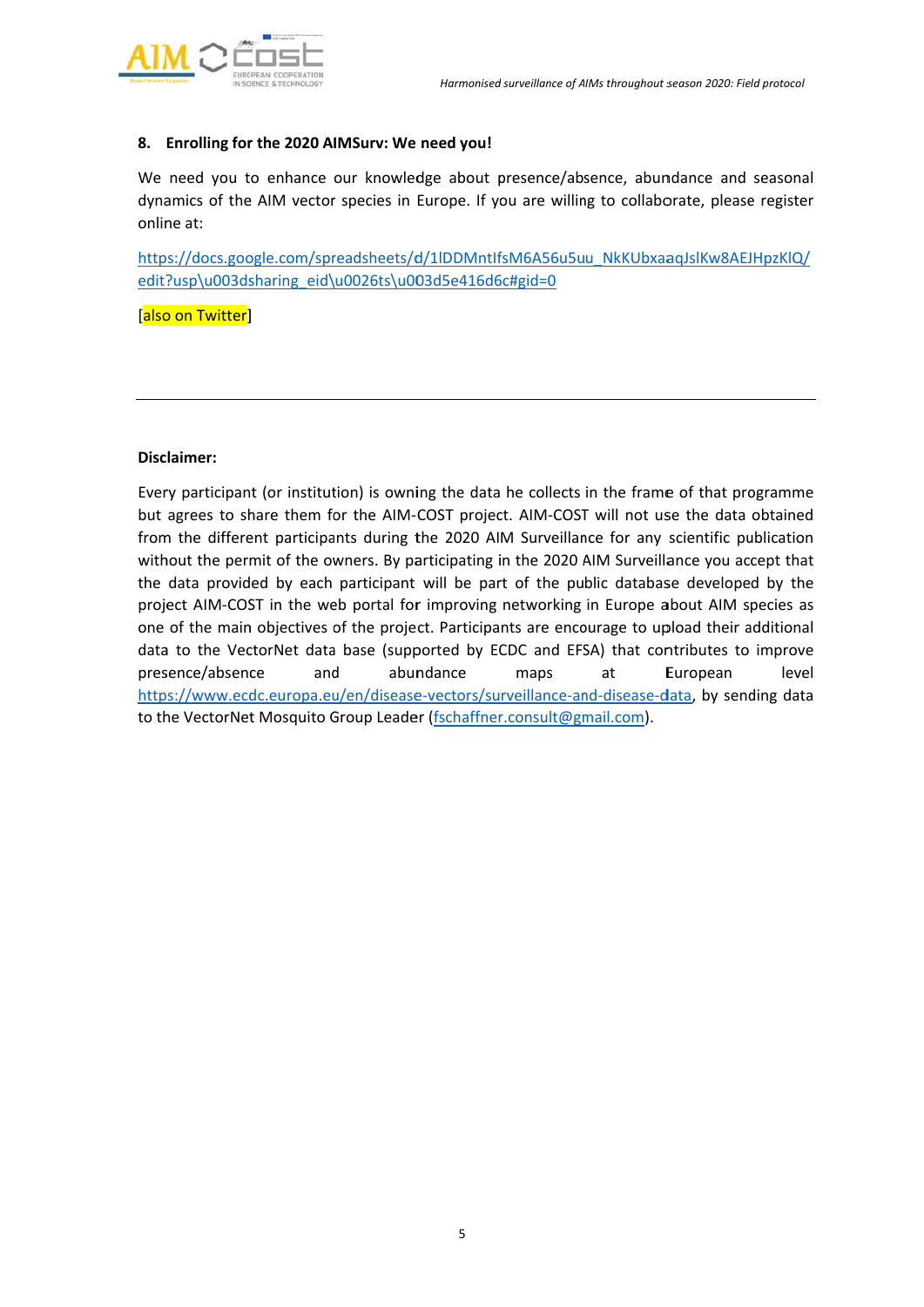## 8. Enrolling for the 2020 AIMSurv: We need you!

We need you to enhance our knowledge about presence/absence, abundance and seasonal dynamics of the AIM vector species in Europe. If you are willing to collaborate, please register online at:

https://docs.google.com/spreadsheets/d/1lDDMntIfsM6A56u5uu_NkKUbxaaqJslKw8AEJHpzKlQ/edit?usp\u003dsharing_eid\u0026ts\u003d5e416d6c#gid=0

[also on Twitter]

---

**Disclaimer:**

Every participant (or institution) is owning the data he collects in the frame of that programme but agrees to share them for the AIM-COST project. AIM-COST will not use the data obtained from the different participants during the 2020 AIM Surveillance for any scientific publication without the permit of the owners. By participating in the 2020 AIM Surveillance you accept that the data provided by each participant will be part of the public database developed by the project AIM-COST in the web portal for improving networking in Europe about AIM species as one of the main objectives of the project. Participants are encourage to upload their additional data to the VectorNet data base (supported by ECDC and EFSA) that contributes to improve presence/absence and abundance maps at European level https://www.ecdc.europa.eu/en/disease-vectors/surveillance-and-disease-data, by sending data to the VectorNet Mosquito Group Leader (fschaffner.consult@gmail.com).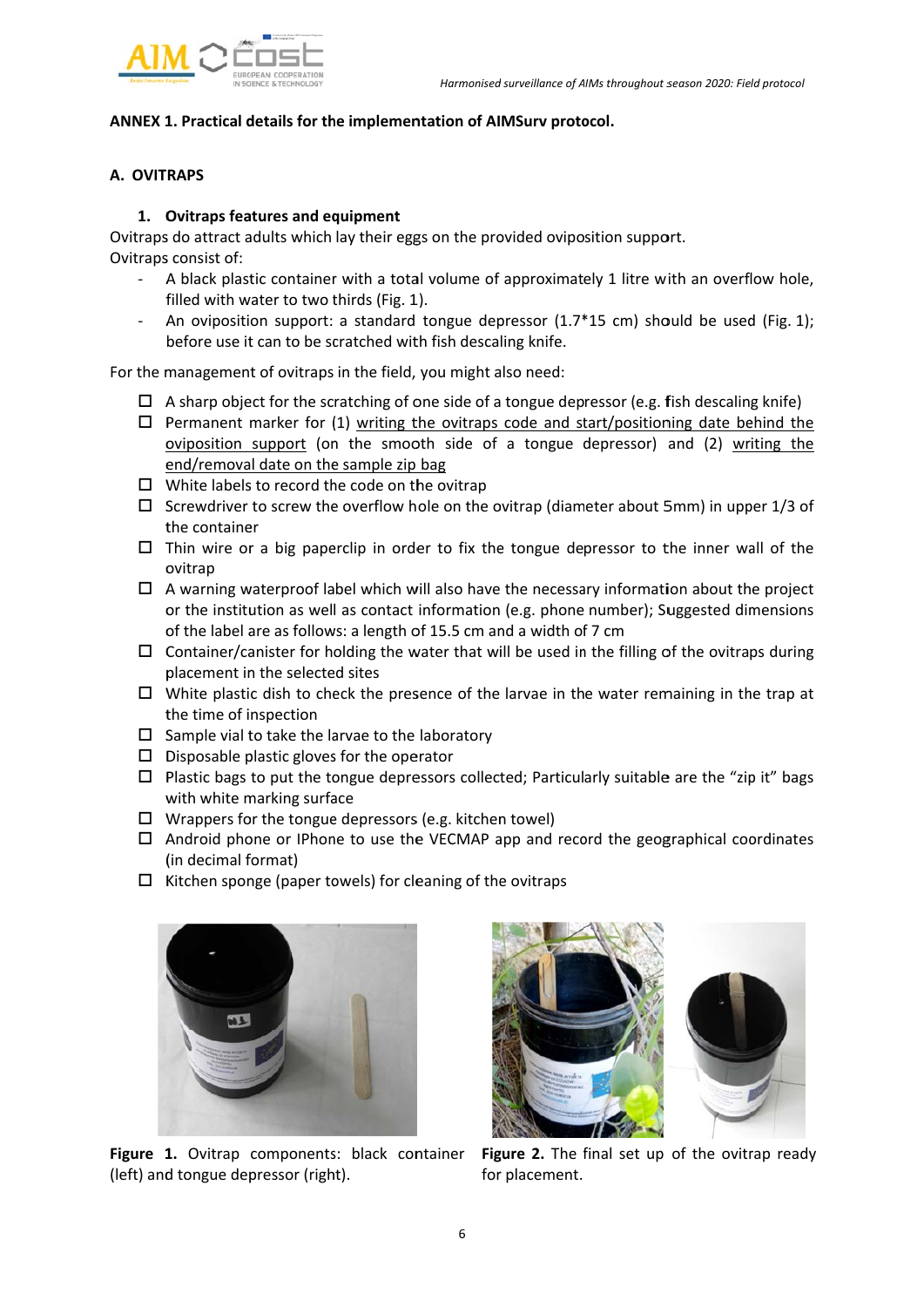**ANNEX 1. Practical details for the implementation of AIMSurv protocol.**

**A. OVITRAPS**

**1. Ovitraps features and equipment**

Ovitraps do attract adults which lay their eggs on the provided oviposition support.
Ovitraps consist of:

- A black plastic container with a total volume of approximately 1 litre with an overflow hole, filled with water to two thirds (Fig. 1).
- An oviposition support: a standard tongue depressor (1.7*15 cm) should be used (Fig. 1); before use it can to be scratched with fish descaling knife.

For the management of ovitraps in the field, you might also need:

- ☐ A sharp object for the scratching of one side of a tongue depressor (e.g. fish descaling knife)
- ☐ Permanent marker for (1) writing the ovitraps code and start/positioning date behind the oviposition support (on the smooth side of a tongue depressor) and (2) writing the end/removal date on the sample zip bag
- ☐ White labels to record the code on the ovitrap
- ☐ Screwdriver to screw the overflow hole on the ovitrap (diameter about 5mm) in upper 1/3 of the container
- ☐ Thin wire or a big paperclip in order to fix the tongue depressor to the inner wall of the ovitrap
- ☐ A warning waterproof label which will also have the necessary information about the project or the institution as well as contact information (e.g. phone number); Suggested dimensions of the label are as follows: a length of 15.5 cm and a width of 7 cm
- ☐ Container/canister for holding the water that will be used in the filling of the ovitraps during placement in the selected sites
- ☐ White plastic dish to check the presence of the larvae in the water remaining in the trap at the time of inspection
- ☐ Sample vial to take the larvae to the laboratory
- ☐ Disposable plastic gloves for the operator
- ☐ Plastic bags to put the tongue depressors collected; Particularly suitable are the "zip it" bags with white marking surface
- ☐ Wrappers for the tongue depressors (e.g. kitchen towel)
- ☐ Android phone or IPhone to use the VECMAP app and record the geographical coordinates (in decimal format)
- ☐ Kitchen sponge (paper towels) for cleaning of the ovitraps

**Figure 1.** Ovitrap components: black container (left) and tongue depressor (right).

**Figure 2.** The final set up of the ovitrap ready for placement.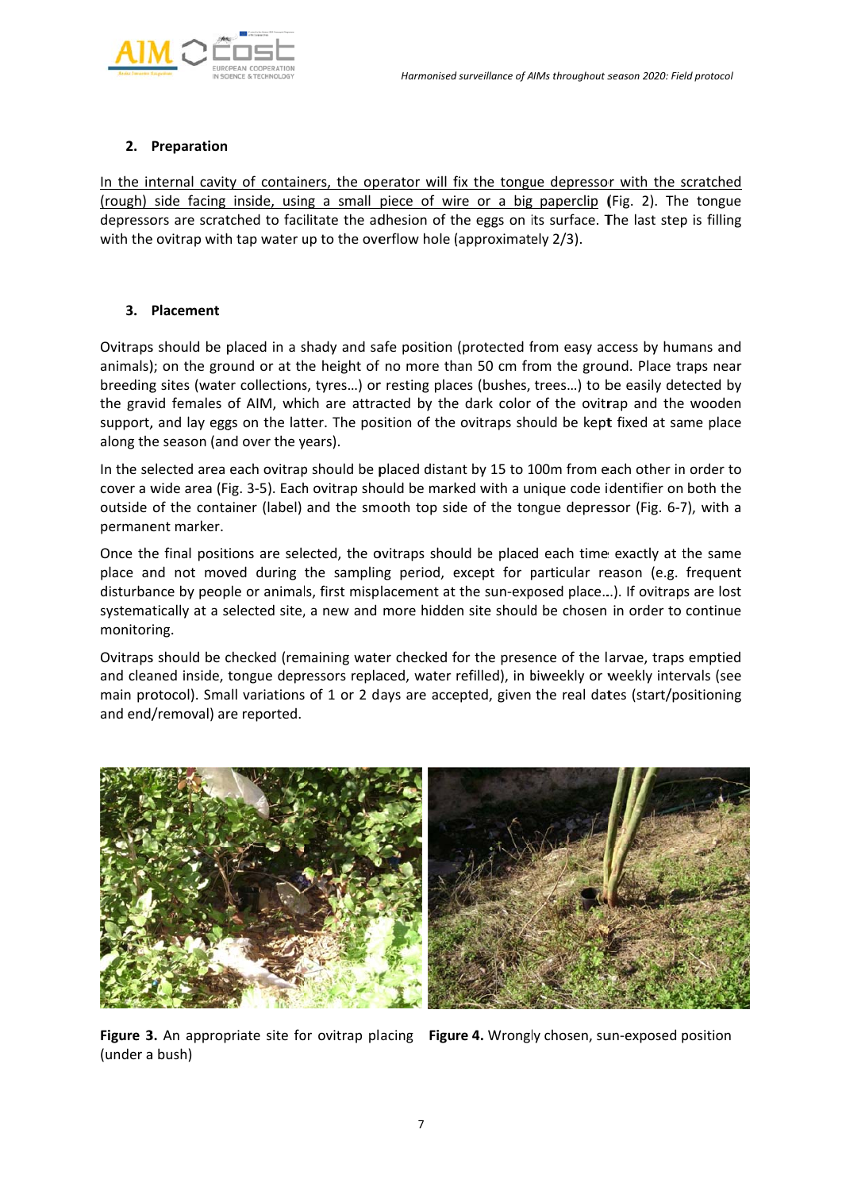## 2. Preparation

In the internal cavity of containers, the operator will fix the tongue depressor with the scratched (rough) side facing inside, using a small piece of wire or a big paperclip (Fig. 2). The tongue depressors are scratched to facilitate the adhesion of the eggs on its surface. The last step is filling with the ovitrap with tap water up to the overflow hole (approximately 2/3).

## 3. Placement

Ovitraps should be placed in a shady and safe position (protected from easy access by humans and animals); on the ground or at the height of no more than 50 cm from the ground. Place traps near breeding sites (water collections, tyres…) or resting places (bushes, trees…) to be easily detected by the gravid females of AIM, which are attracted by the dark color of the ovitrap and the wooden support, and lay eggs on the latter. The position of the ovitraps should be kept fixed at same place along the season (and over the years).

In the selected area each ovitrap should be placed distant by 15 to 100m from each other in order to cover a wide area (Fig. 3-5). Each ovitrap should be marked with a unique code identifier on both the outside of the container (label) and the smooth top side of the tongue depressor (Fig. 6-7), with a permanent marker.

Once the final positions are selected, the ovitraps should be placed each time exactly at the same place and not moved during the sampling period, except for particular reason (e.g. frequent disturbance by people or animals, first misplacement at the sun-exposed place...). If ovitraps are lost systematically at a selected site, a new and more hidden site should be chosen in order to continue monitoring.

Ovitraps should be checked (remaining water checked for the presence of the larvae, traps emptied and cleaned inside, tongue depressors replaced, water refilled), in biweekly or weekly intervals (see main protocol). Small variations of 1 or 2 days are accepted, given the real dates (start/positioning and end/removal) are reported.

**Figure 3.** An appropriate site for ovitrap placing (under a bush)

**Figure 4.** Wrongly chosen, sun-exposed position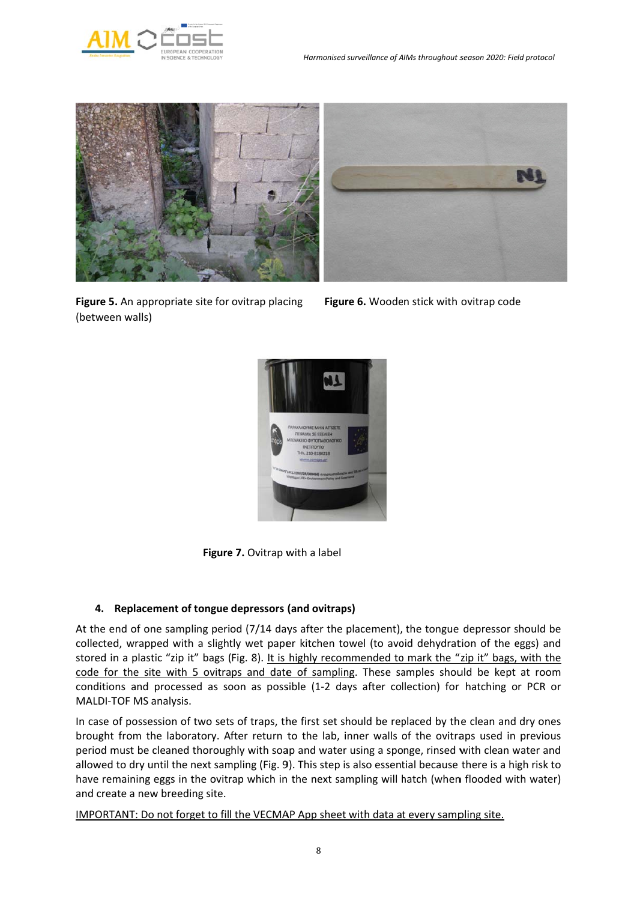**Figure 5.** An appropriate site for ovitrap placing (between walls)

**Figure 6.** Wooden stick with ovitrap code

**Figure 7.** Ovitrap with a label

#### 4. Replacement of tongue depressors (and ovitraps)

At the end of one sampling period (7/14 days after the placement), the tongue depressor should be collected, wrapped with a slightly wet paper kitchen towel (to avoid dehydration of the eggs) and stored in a plastic "zip it" bags (Fig. 8). <u>It is highly recommended to mark the "zip it" bags, with the code for the site with 5 ovitraps and date of sampling</u>. These samples should be kept at room conditions and processed as soon as possible (1-2 days after collection) for hatching or PCR or MALDI-TOF MS analysis.

In case of possession of two sets of traps, the first set should be replaced by the clean and dry ones brought from the laboratory. After return to the lab, inner walls of the ovitraps used in previous period must be cleaned thoroughly with soap and water using a sponge, rinsed with clean water and allowed to dry until the next sampling (Fig. 9). This step is also essential because there is a high risk to have remaining eggs in the ovitrap which in the next sampling will hatch (when flooded with water) and create a new breeding site.

<u>IMPORTANT: Do not forget to fill the VECMAP App sheet with data at every sampling site.</u>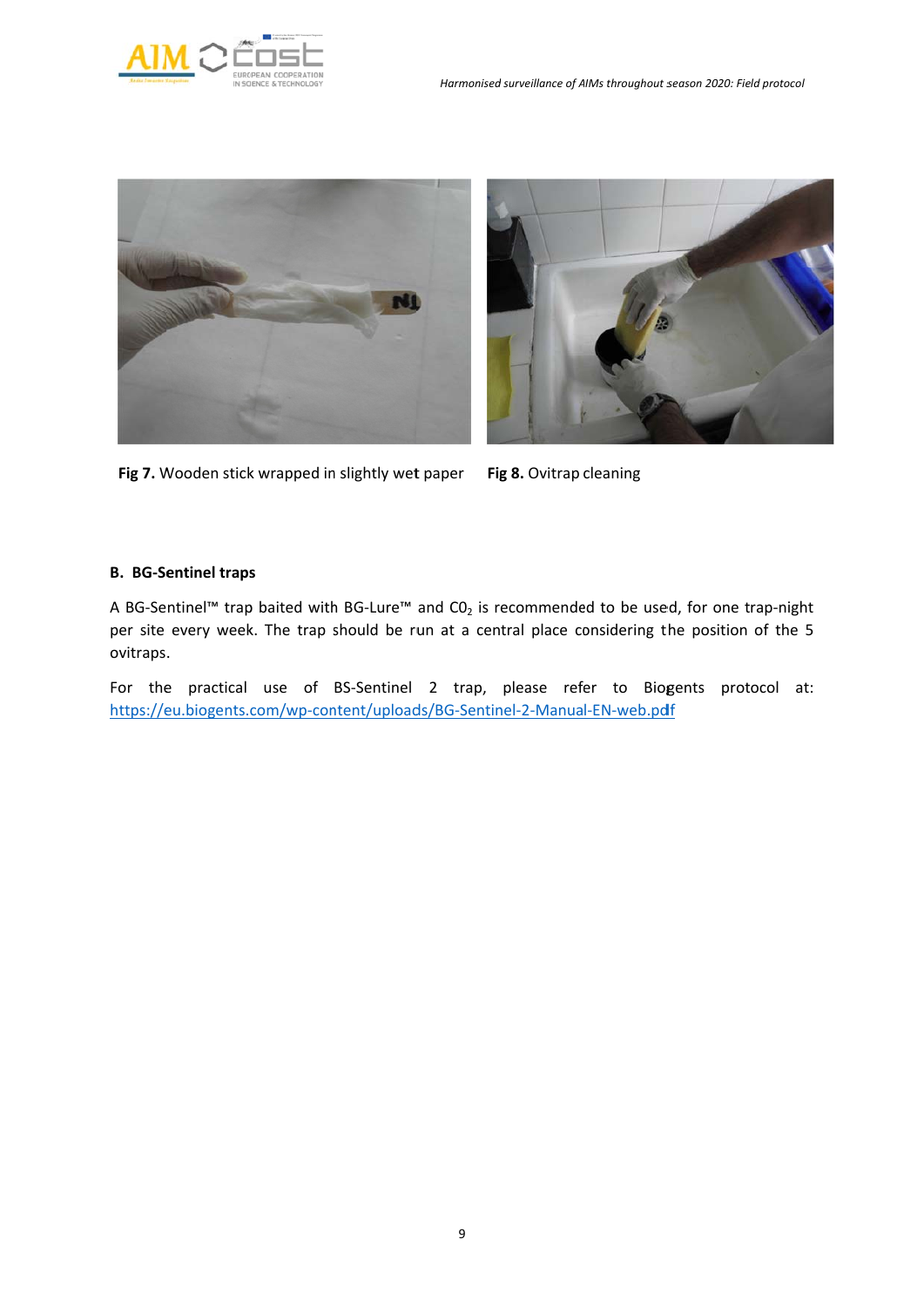**Fig 7.** Wooden stick wrapped in slightly wet paper

**Fig 8.** Ovitrap cleaning

**B. BG-Sentinel traps**

A BG-Sentinel™ trap baited with BG-Lure™ and $C0_2$ is recommended to be used, for one trap-night per site every week. The trap should be run at a central place considering the position of the 5 ovitraps.

For the practical use of BS-Sentinel 2 trap, please refer to Biogents protocol at: https://eu.biogents.com/wp-content/uploads/BG-Sentinel-2-Manual-EN-web.pdf